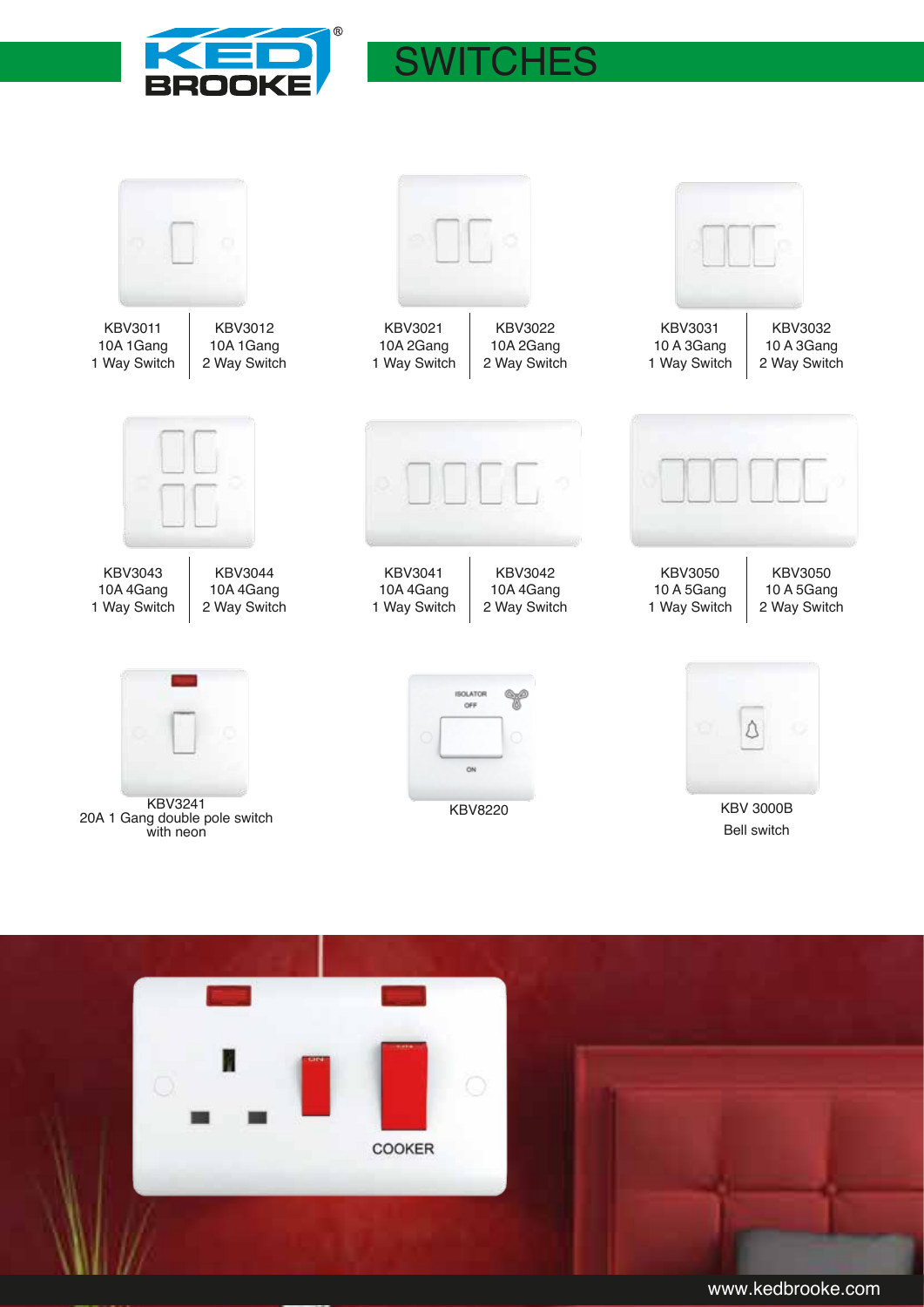# SWITCHES

KBV3011
10A 1Gang
1 Way Switch

KBV3012
10A 1Gang
2 Way Switch

KBV3021
10A 2Gang
1 Way Switch

KBV3022
10A 2Gang
2 Way Switch

KBV3031
10 A 3Gang
1 Way Switch

KBV3032
10 A 3Gang
2 Way Switch

KBV3043
10A 4Gang
1 Way Switch

KBV3044
10A 4Gang
2 Way Switch

KBV3041
10A 4Gang
1 Way Switch

KBV3042
10A 4Gang
2 Way Switch

KBV3050
10 A 5Gang
1 Way Switch

KBV3050
10 A 5Gang
2 Way Switch

KBV3241
20A 1 Gang double pole switch
with neon

KBV8220

KBV 3000B
Bell switch

www.kedbrooke.com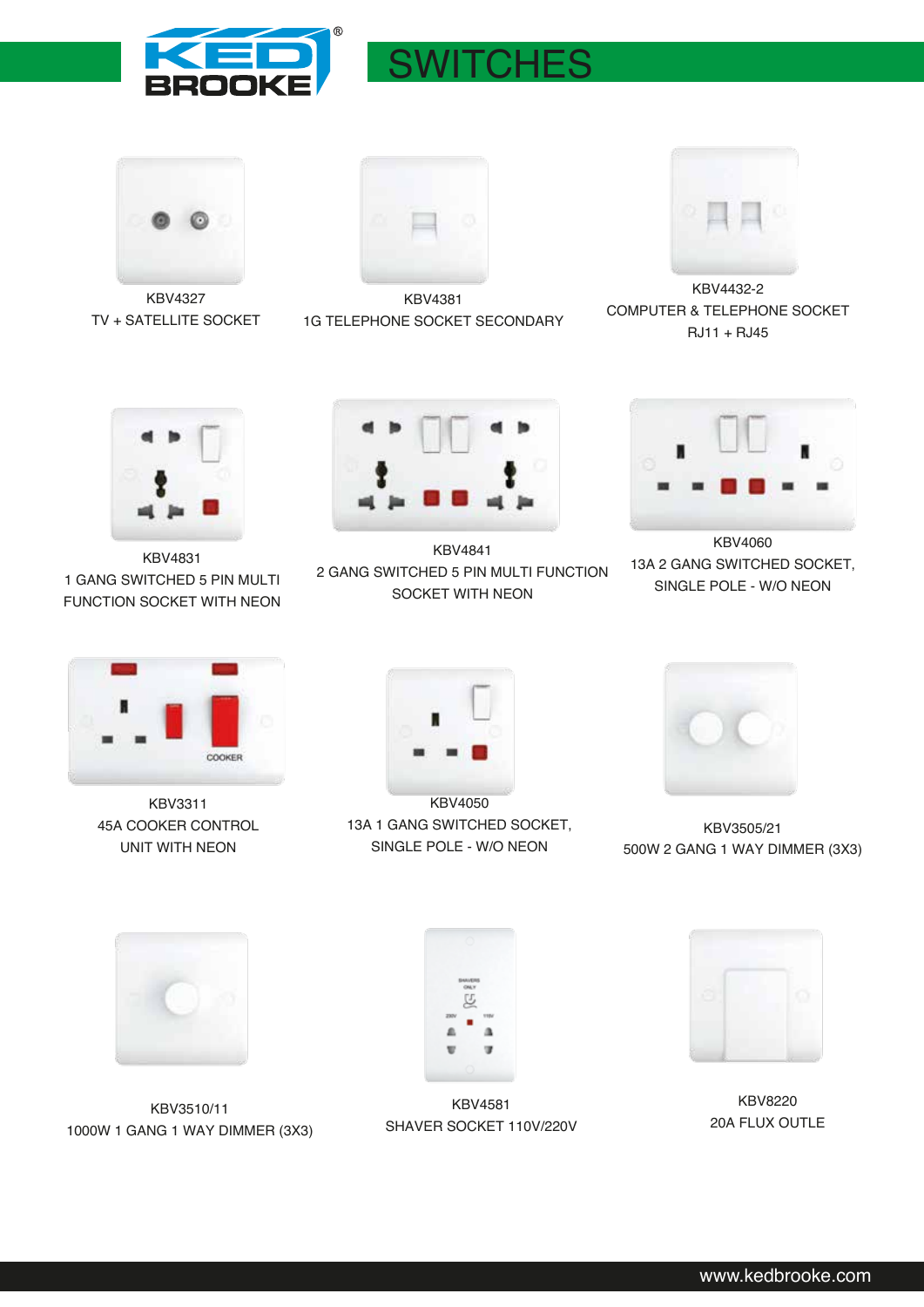# SWITCHES

KBV4327
TV + SATELLITE SOCKET

KBV4381
1G TELEPHONE SOCKET SECONDARY

KBV4432-2
COMPUTER & TELEPHONE SOCKET
RJ11 + RJ45

KBV4831
1 GANG SWITCHED 5 PIN MULTI FUNCTION SOCKET WITH NEON

KBV4841
2 GANG SWITCHED 5 PIN MULTI FUNCTION SOCKET WITH NEON

KBV4060
13A 2 GANG SWITCHED SOCKET, SINGLE POLE - W/O NEON

KBV3311
45A COOKER CONTROL UNIT WITH NEON

KBV4050
13A 1 GANG SWITCHED SOCKET, SINGLE POLE - W/O NEON

KBV3505/21
500W 2 GANG 1 WAY DIMMER (3X3)

KBV3510/11
1000W 1 GANG 1 WAY DIMMER (3X3)

KBV4581
SHAVER SOCKET 110V/220V

KBV8220
20A FLUX OUTLE

www.kedbrooke.com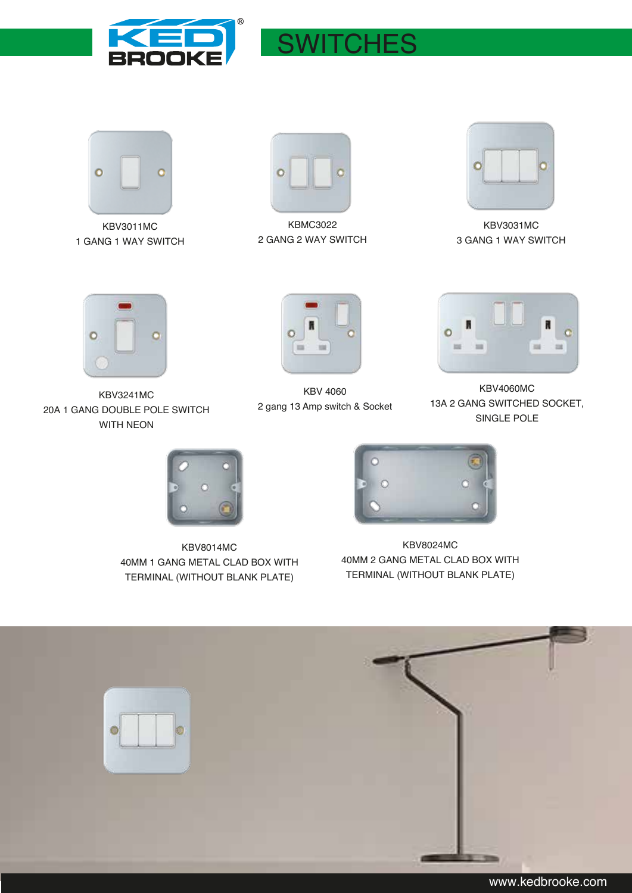KED BROOKE®

# SWITCHES

KBV3011MC
1 GANG 1 WAY SWITCH

KBMC3022
2 GANG 2 WAY SWITCH

KBV3031MC
3 GANG 1 WAY SWITCH

KBV3241MC
20A 1 GANG DOUBLE POLE SWITCH
WITH NEON

KBV 4060
2 gang 13 Amp switch & Socket

KBV4060MC
13A 2 GANG SWITCHED SOCKET,
SINGLE POLE

KBV8014MC
40MM 1 GANG METAL CLAD BOX WITH
TERMINAL (WITHOUT BLANK PLATE)

KBV8024MC
40MM 2 GANG METAL CLAD BOX WITH
TERMINAL (WITHOUT BLANK PLATE)

www.kedbrooke.com